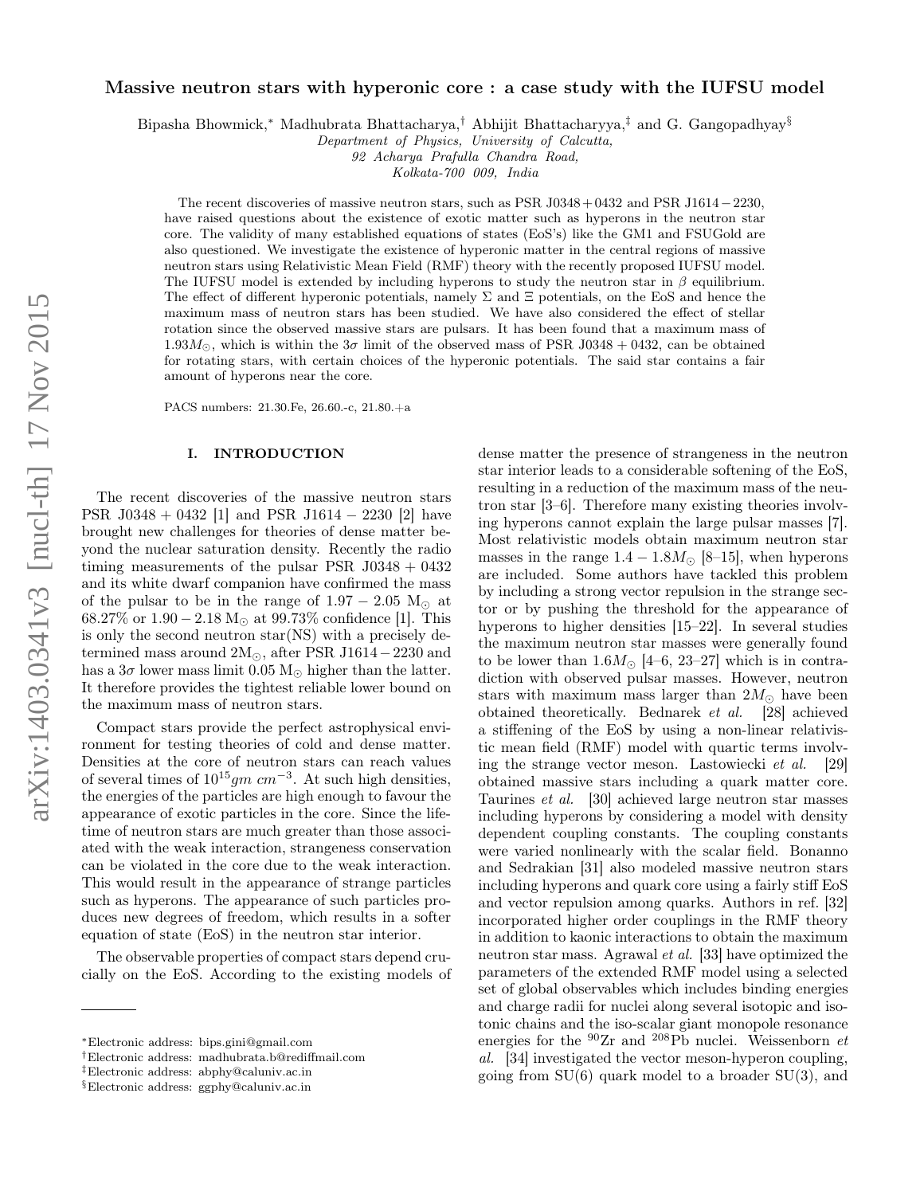# Massive neutron stars with hyperonic core : a case study with the IUFSU model

Bipasha Bhowmick,* Madhubrata Bhattacharya,† Abhijit Bhattacharyya,‡ and G. Gangopadhyay§

*Department of Physics, University of Calcutta,*
*92 Acharya Prafulla Chandra Road,*
*Kolkata-700 009, India*

The recent discoveries of massive neutron stars, such as PSR J0348 + 0432 and PSR J1614 − 2230, have raised questions about the existence of exotic matter such as hyperons in the neutron star core. The validity of many established equations of states (EoS's) like the GM1 and FSUGold are also questioned. We investigate the existence of hyperonic matter in the central regions of massive neutron stars using Relativistic Mean Field (RMF) theory with the recently proposed IUFSU model. The IUFSU model is extended by including hyperons to study the neutron star in $\beta$ equilibrium. The effect of different hyperonic potentials, namely $\Sigma$ and $\Xi$ potentials, on the EoS and hence the maximum mass of neutron stars has been studied. We have also considered the effect of stellar rotation since the observed massive stars are pulsars. It has been found that a maximum mass of $1.93 M_\odot$, which is within the $3\sigma$ limit of the observed mass of PSR J0348 + 0432, can be obtained for rotating stars, with certain choices of the hyperonic potentials. The said star contains a fair amount of hyperons near the core.

PACS numbers: 21.30.Fe, 26.60.-c, 21.80.+a

## I. INTRODUCTION

The recent discoveries of the massive neutron stars PSR J0348 + 0432 [1] and PSR J1614 − 2230 [2] have brought new challenges for theories of dense matter beyond the nuclear saturation density. Recently the radio timing measurements of the pulsar PSR J0348 + 0432 and its white dwarf companion have confirmed the mass of the pulsar to be in the range of 1.97 − 2.05 $M_\odot$ at 68.27% or 1.90 − 2.18 $M_\odot$ at 99.73% confidence [1]. This is only the second neutron star(NS) with a precisely determined mass around $2M_\odot$, after PSR J1614 − 2230 and has a $3\sigma$ lower mass limit 0.05 $M_\odot$ higher than the latter. It therefore provides the tightest reliable lower bound on the maximum mass of neutron stars.

Compact stars provide the perfect astrophysical environment for testing theories of cold and dense matter. Densities at the core of neutron stars can reach values of several times of $10^{15} gm\ cm^{-3}$. At such high densities, the energies of the particles are high enough to favour the appearance of exotic particles in the core. Since the lifetime of neutron stars are much greater than those associated with the weak interaction, strangeness conservation can be violated in the core due to the weak interaction. This would result in the appearance of strange particles such as hyperons. The appearance of such particles produces new degrees of freedom, which results in a softer equation of state (EoS) in the neutron star interior.

The observable properties of compact stars depend crucially on the EoS. According to the existing models of dense matter the presence of strangeness in the neutron star interior leads to a considerable softening of the EoS, resulting in a reduction of the maximum mass of the neutron star [3–6]. Therefore many existing theories involving hyperons cannot explain the large pulsar masses [7]. Most relativistic models obtain maximum neutron star masses in the range $1.4 - 1.8 M_\odot$ [8–15], when hyperons are included. Some authors have tackled this problem by including a strong vector repulsion in the strange sector or by pushing the threshold for the appearance of hyperons to higher densities [15–22]. In several studies the maximum neutron star masses were generally found to be lower than $1.6 M_\odot$ [4–6, 23–27] which is in contradiction with observed pulsar masses. However, neutron stars with maximum mass larger than $2M_\odot$ have been obtained theoretically. Bednarek *et al.* [28] achieved a stiffening of the EoS by using a non-linear relativistic mean field (RMF) model with quartic terms involving the strange vector meson. Lastowiecki *et al.* [29] obtained massive stars including a quark matter core. Taurines *et al.* [30] achieved large neutron star masses including hyperons by considering a model with density dependent coupling constants. The coupling constants were varied nonlinearly with the scalar field. Bonanno and Sedrakian [31] also modeled massive neutron stars including hyperons and quark core using a fairly stiff EoS and vector repulsion among quarks. Authors in ref. [32] incorporated higher order couplings in the RMF theory in addition to kaonic interactions to obtain the maximum neutron star mass. Agrawal *et al.* [33] have optimized the parameters of the extended RMF model using a selected set of global observables which includes binding energies and charge radii for nuclei along several isotopic and isotonic chains and the iso-scalar giant monopole resonance energies for the $^{90}$Zr and $^{208}$Pb nuclei. Weissenborn *et al.* [34] investigated the vector meson-hyperon coupling, going from SU(6) quark model to a broader SU(3), and

*Electronic address: bips.gini@gmail.com
†Electronic address: madhubrata.b@rediffmail.com
‡Electronic address: abphy@caluniv.ac.in
§Electronic address: ggphy@caluniv.ac.in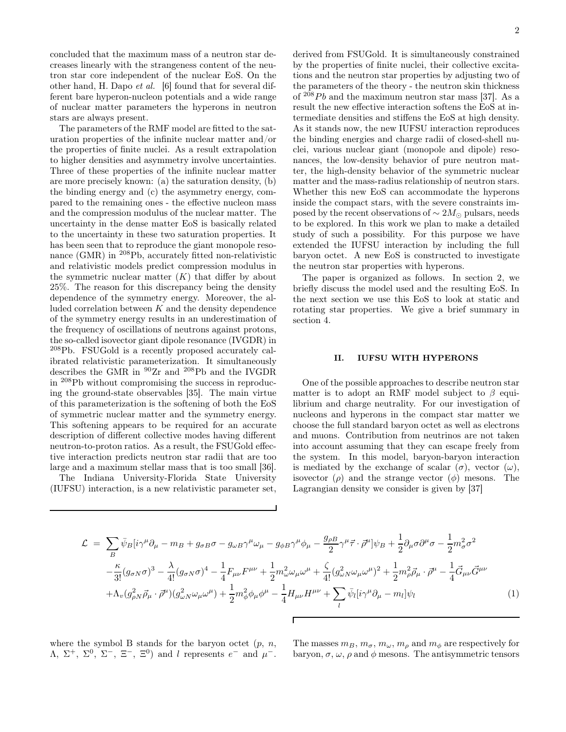concluded that the maximum mass of a neutron star decreases linearly with the strangeness content of the neutron star core independent of the nuclear EoS. On the other hand, H. Dapo *et al.* [6] found that for several different bare hyperon-nucleon potentials and a wide range of nuclear matter parameters the hyperons in neutron stars are always present.

The parameters of the RMF model are fitted to the saturation properties of the infinite nuclear matter and/or the properties of finite nuclei. As a result extrapolation to higher densities and asymmetry involve uncertainties. Three of these properties of the infinite nuclear matter are more precisely known: (a) the saturation density, (b) the binding energy and (c) the asymmetry energy, compared to the remaining ones - the effective nucleon mass and the compression modulus of the nuclear matter. The uncertainty in the dense matter EoS is basically related to the uncertainty in these two saturation properties. It has been seen that to reproduce the giant monopole resonance (GMR) in $^{208}$Pb, accurately fitted non-relativistic and relativistic models predict compression modulus in the symmetric nuclear matter ($K$) that differ by about 25%. The reason for this discrepancy being the density dependence of the symmetry energy. Moreover, the alluded correlation between $K$ and the density dependence of the symmetry energy results in an underestimation of the frequency of oscillations of neutrons against protons, the so-called isovector giant dipole resonance (IVGDR) in $^{208}$Pb. FSUGold is a recently proposed accurately calibrated relativistic parameterization. It simultaneously describes the GMR in $^{90}$Zr and $^{208}$Pb and the IVGDR in $^{208}$Pb without compromising the success in reproducing the ground-state observables [35]. The main virtue of this parameterization is the softening of both the EoS of symmetric nuclear matter and the symmetry energy. This softening appears to be required for an accurate description of different collective modes having different neutron-to-proton ratios. As a result, the FSUGold effective interaction predicts neutron star radii that are too large and a maximum stellar mass that is too small [36].

The Indiana University-Florida State University (IUFSU) interaction, is a new relativistic parameter set, derived from FSUGold. It is simultaneously constrained by the properties of finite nuclei, their collective excitations and the neutron star properties by adjusting two of the parameters of the theory - the neutron skin thickness of $^{208}Pb$ and the maximum neutron star mass [37]. As a result the new effective interaction softens the EoS at intermediate densities and stiffens the EoS at high density. As it stands now, the new IUFSU interaction reproduces the binding energies and charge radii of closed-shell nuclei, various nuclear giant (monopole and dipole) resonances, the low-density behavior of pure neutron matter, the high-density behavior of the symmetric nuclear matter and the mass-radius relationship of neutron stars. Whether this new EoS can accommodate the hyperons inside the compact stars, with the severe constraints imposed by the recent observations of $\sim 2M_\odot$ pulsars, needs to be explored. In this work we plan to make a detailed study of such a possibility. For this purpose we have extended the IUFSU interaction by including the full baryon octet. A new EoS is constructed to investigate the neutron star properties with hyperons.

The paper is organized as follows. In section 2, we briefly discuss the model used and the resulting EoS. In the next section we use this EoS to look at static and rotating star properties. We give a brief summary in section 4.

## II. IUFSU WITH HYPERONS

One of the possible approaches to describe neutron star matter is to adopt an RMF model subject to $\beta$ equilibrium and charge neutrality. For our investigation of nucleons and hyperons in the compact star matter we choose the full standard baryon octet as well as electrons and muons. Contribution from neutrinos are not taken into account assuming that they can escape freely from the system. In this model, baryon-baryon interaction is mediated by the exchange of scalar ($\sigma$), vector ($\omega$), isovector ($\rho$) and the strange vector ($\phi$) mesons. The Lagrangian density we consider is given by [37]

$$
\begin{aligned}
\mathcal{L} \;=\; & \sum_B \bar{\psi}_B[i\gamma^\mu\partial_\mu - m_B + g_{\sigma B}\sigma - g_{\omega B}\gamma^\mu\omega_\mu - g_{\phi B}\gamma^\mu\phi_\mu - \frac{g_{\rho B}}{2}\gamma^\mu\vec{\tau}\cdot\vec{\rho}^\mu]\psi_B + \frac{1}{2}\partial_\mu\sigma\partial^\mu\sigma - \frac{1}{2}m_\sigma^2\sigma^2 \\
& -\frac{\kappa}{3!}(g_{\sigma N}\sigma)^3 - \frac{\lambda}{4!}(g_{\sigma N}\sigma)^4 - \frac{1}{4}F_{\mu\nu}F^{\mu\nu} + \frac{1}{2}m_\omega^2\omega_\mu\omega^\mu + \frac{\zeta}{4!}(g_{\omega N}^2\omega_\mu\omega^\mu)^2 + \frac{1}{2}m_\rho^2\vec{\rho}_\mu\cdot\vec{\rho}^\mu - \frac{1}{4}\vec{G}_{\mu\nu}\vec{G}^{\mu\nu} \\
& +\Lambda_v(g_{\rho N}^2\vec{\rho}_\mu\cdot\vec{\rho}^\mu)(g_{\omega N}^2\omega_\mu\omega^\mu) + \frac{1}{2}m_\phi^2\phi_\mu\phi^\mu - \frac{1}{4}H_{\mu\nu}H^{\mu\nu} + \sum_l \bar{\psi}_l[i\gamma^\mu\partial_\mu - m_l]\psi_l
\end{aligned}
\tag{1}
$$

where the symbol B stands for the baryon octet ($p$, $n$, $\Lambda$, $\Sigma^+$, $\Sigma^0$, $\Sigma^-$, $\Xi^-$, $\Xi^0$) and $l$ represents $e^-$ and $\mu^-$. The masses $m_B$, $m_\sigma$, $m_\omega$, $m_\rho$ and $m_\phi$ are respectively for baryon, $\sigma$, $\omega$, $\rho$ and $\phi$ mesons. The antisymmetric tensors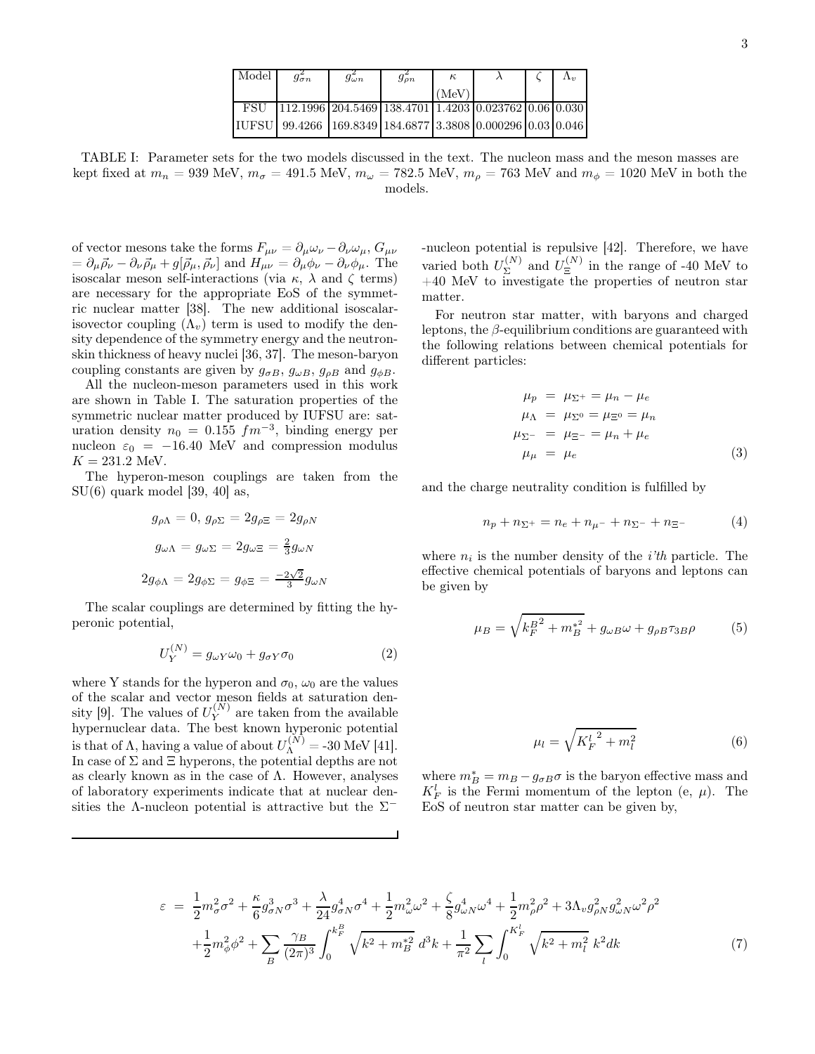| Model | $g_{\sigma n}^2$ | $g_{\omega n}^2$ | $g_{\rho n}^2$ | $\kappa$ (MeV) | $\lambda$ | $\zeta$ | $\Lambda_v$ |
|---|---|---|---|---|---|---|---|
| FSU | 112.1996 | 204.5469 | 138.4701 | 1.4203 | 0.023762 | 0.06 | 0.030 |
| IUFSU | 99.4266 | 169.8349 | 184.6877 | 3.3808 | 0.000296 | 0.03 | 0.046 |

TABLE I: Parameter sets for the two models discussed in the text. The nucleon mass and the meson masses are kept fixed at $m_n = 939$ MeV, $m_\sigma = 491.5$ MeV, $m_\omega = 782.5$ MeV, $m_\rho = 763$ MeV and $m_\phi = 1020$ MeV in both the models.

of vector mesons take the forms $F_{\mu\nu} = \partial_\mu \omega_\nu - \partial_\nu \omega_\mu$, $G_{\mu\nu} = \partial_\mu \vec{\rho}_\nu - \partial_\nu \vec{\rho}_\mu + g[\vec{\rho}_\mu, \vec{\rho}_\nu]$ and $H_{\mu\nu} = \partial_\mu \phi_\nu - \partial_\nu \phi_\mu$. The isoscalar meson self-interactions (via $\kappa$, $\lambda$ and $\zeta$ terms) are necessary for the appropriate EoS of the symmetric nuclear matter [38]. The new additional isoscalar-isovector coupling ($\Lambda_v$) term is used to modify the density dependence of the symmetry energy and the neutron-skin thickness of heavy nuclei [36, 37]. The meson-baryon coupling constants are given by $g_{\sigma B}$, $g_{\omega B}$, $g_{\rho B}$ and $g_{\phi B}$.

All the nucleon-meson parameters used in this work are shown in Table I. The saturation properties of the symmetric nuclear matter produced by IUFSU are: saturation density $n_0 = 0.155\ fm^{-3}$, binding energy per nucleon $\varepsilon_0 = -16.40$ MeV and compression modulus $K = 231.2$ MeV.

The hyperon-meson couplings are taken from the SU(6) quark model [39, 40] as,

$$g_{\rho\Lambda} = 0,\ g_{\rho\Sigma} = 2g_{\rho\Xi} = 2g_{\rho N}$$

$$g_{\omega\Lambda} = g_{\omega\Sigma} = 2g_{\omega\Xi} = \tfrac{2}{3}g_{\omega N}$$

$$2g_{\phi\Lambda} = 2g_{\phi\Sigma} = g_{\phi\Xi} = \tfrac{-2\sqrt{2}}{3}g_{\omega N}$$

The scalar couplings are determined by fitting the hyperonic potential,

$$U_Y^{(N)} = g_{\omega Y}\omega_0 + g_{\sigma Y}\sigma_0 \tag{2}$$

where Y stands for the hyperon and $\sigma_0$, $\omega_0$ are the values of the scalar and vector meson fields at saturation density [9]. The values of $U_Y^{(N)}$ are taken from the available hypernuclear data. The best known hyperonic potential is that of $\Lambda$, having a value of about $U_\Lambda^{(N)} = $ -30 MeV [41]. In case of $\Sigma$ and $\Xi$ hyperons, the potential depths are not as clearly known as in the case of $\Lambda$. However, analyses of laboratory experiments indicate that at nuclear densities the $\Lambda$-nucleon potential is attractive but the $\Sigma^-$-nucleon potential is repulsive [42]. Therefore, we have varied both $U_\Sigma^{(N)}$ and $U_\Xi^{(N)}$ in the range of -40 MeV to +40 MeV to investigate the properties of neutron star matter.

For neutron star matter, with baryons and charged leptons, the $\beta$-equilibrium conditions are guaranteed with the following relations between chemical potentials for different particles:

$$\begin{aligned}
\mu_p &= \mu_{\Sigma^+} = \mu_n - \mu_e \\
\mu_\Lambda &= \mu_{\Sigma^0} = \mu_{\Xi^0} = \mu_n \\
\mu_{\Sigma^-} &= \mu_{\Xi^-} = \mu_n + \mu_e \\
\mu_\mu &= \mu_e
\end{aligned} \tag{3}$$

and the charge neutrality condition is fulfilled by

$$n_p + n_{\Sigma^+} = n_e + n_{\mu^-} + n_{\Sigma^-} + n_{\Xi^-} \tag{4}$$

where $n_i$ is the number density of the $i'th$ particle. The effective chemical potentials of baryons and leptons can be given by

$$\mu_B = \sqrt{{k_F^B}^2 + m_B^{*2}} + g_{\omega B}\omega + g_{\rho B}\tau_{3B}\rho \tag{5}$$

$$\mu_l = \sqrt{{K_F^l}^2 + m_l^2} \tag{6}$$

where $m_B^* = m_B - g_{\sigma B}\sigma$ is the baryon effective mass and $K_F^l$ is the Fermi momentum of the lepton (e, $\mu$). The EoS of neutron star matter can be given by,

$$\begin{aligned}
\varepsilon \ =\ & \frac{1}{2}m_\sigma^2\sigma^2 + \frac{\kappa}{6}g_{\sigma N}^3\sigma^3 + \frac{\lambda}{24}g_{\sigma N}^4\sigma^4 + \frac{1}{2}m_\omega^2\omega^2 + \frac{\zeta}{8}g_{\omega N}^4\omega^4 + \frac{1}{2}m_\rho^2\rho^2 + 3\Lambda_v g_{\rho N}^2 g_{\omega N}^2\omega^2\rho^2 \\
& + \frac{1}{2}m_\phi^2\phi^2 + \sum_B \frac{\gamma_B}{(2\pi)^3}\int_0^{k_F^B}\sqrt{k^2 + m_B^{*2}}\ d^3k + \frac{1}{\pi^2}\sum_l \int_0^{K_F^l}\sqrt{k^2 + m_l^2}\ k^2 dk
\end{aligned} \tag{7}$$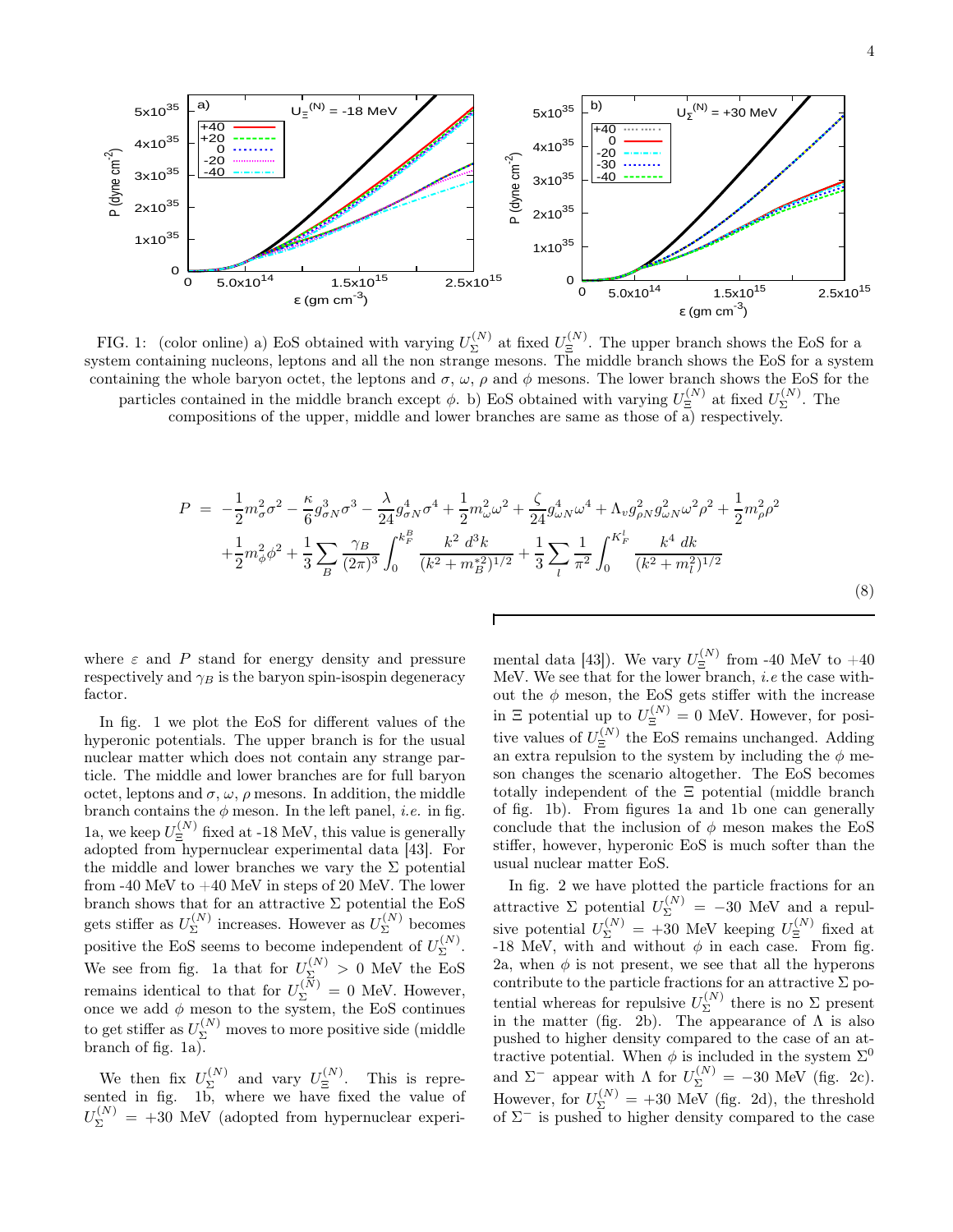FIG. 1: (color online) a) EoS obtained with varying $U_\Sigma^{(N)}$ at fixed $U_\Xi^{(N)}$. The upper branch shows the EoS for a system containing nucleons, leptons and all the non strange mesons. The middle branch shows the EoS for a system containing the whole baryon octet, the leptons and $\sigma$, $\omega$, $\rho$ and $\phi$ mesons. The lower branch shows the EoS for the particles contained in the middle branch except $\phi$. b) EoS obtained with varying $U_\Xi^{(N)}$ at fixed $U_\Sigma^{(N)}$. The compositions of the upper, middle and lower branches are same as those of a) respectively.

$$
\begin{aligned}
P \;=\; & -\frac{1}{2}m_\sigma^2\sigma^2 - \frac{\kappa}{6}g_{\sigma N}^3\sigma^3 - \frac{\lambda}{24}g_{\sigma N}^4\sigma^4 + \frac{1}{2}m_\omega^2\omega^2 + \frac{\zeta}{24}g_{\omega N}^4\omega^4 + \Lambda_v g_{\rho N}^2 g_{\omega N}^2\omega^2\rho^2 + \frac{1}{2}m_\rho^2\rho^2 \\
& + \frac{1}{2}m_\phi^2\phi^2 + \frac{1}{3}\sum_B \frac{\gamma_B}{(2\pi)^3}\int_0^{k_F^B}\frac{k^2\, d^3k}{(k^2+m_B^{*2})^{1/2}} + \frac{1}{3}\sum_l \frac{1}{\pi^2}\int_0^{K_F^l}\frac{k^4\, dk}{(k^2+m_l^2)^{1/2}} \qquad (8)
\end{aligned}
$$

where $\varepsilon$ and $P$ stand for energy density and pressure respectively and $\gamma_B$ is the baryon spin-isospin degeneracy factor.

In fig. 1 we plot the EoS for different values of the hyperonic potentials. The upper branch is for the usual nuclear matter which does not contain any strange particle. The middle and lower branches are for full baryon octet, leptons and $\sigma$, $\omega$, $\rho$ mesons. In addition, the middle branch contains the $\phi$ meson. In the left panel, *i.e.* in fig. 1a, we keep $U_\Xi^{(N)}$ fixed at -18 MeV, this value is generally adopted from hypernuclear experimental data [43]. For the middle and lower branches we vary the $\Sigma$ potential from -40 MeV to +40 MeV in steps of 20 MeV. The lower branch shows that for an attractive $\Sigma$ potential the EoS gets stiffer as $U_\Sigma^{(N)}$ increases. However as $U_\Sigma^{(N)}$ becomes positive the EoS seems to become independent of $U_\Sigma^{(N)}$. We see from fig. 1a that for $U_\Sigma^{(N)} > 0$ MeV the EoS remains identical to that for $U_\Sigma^{(N)} = 0$ MeV. However, once we add $\phi$ meson to the system, the EoS continues to get stiffer as $U_\Sigma^{(N)}$ moves to more positive side (middle branch of fig. 1a).

We then fix $U_\Sigma^{(N)}$ and vary $U_\Xi^{(N)}$. This is represented in fig. 1b, where we have fixed the value of $U_\Sigma^{(N)} = +30$ MeV (adopted from hypernuclear experimental data [43]). We vary $U_\Xi^{(N)}$ from -40 MeV to +40 MeV. We see that for the lower branch, *i.e* the case without the $\phi$ meson, the EoS gets stiffer with the increase in $\Xi$ potential up to $U_\Xi^{(N)} = 0$ MeV. However, for positive values of $U_\Xi^{(N)}$ the EoS remains unchanged. Adding an extra repulsion to the system by including the $\phi$ meson changes the scenario altogether. The EoS becomes totally independent of the $\Xi$ potential (middle branch of fig. 1b). From figures 1a and 1b one can generally conclude that the inclusion of $\phi$ meson makes the EoS stiffer, however, hyperonic EoS is much softer than the usual nuclear matter EoS.

In fig. 2 we have plotted the particle fractions for an attractive $\Sigma$ potential $U_\Sigma^{(N)} = -30$ MeV and a repulsive potential $U_\Sigma^{(N)} = +30$ MeV keeping $U_\Xi^{(N)}$ fixed at -18 MeV, with and without $\phi$ in each case. From fig. 2a, when $\phi$ is not present, we see that all the hyperons contribute to the particle fractions for an attractive $\Sigma$ potential whereas for repulsive $U_\Sigma^{(N)}$ there is no $\Sigma$ present in the matter (fig. 2b). The appearance of $\Lambda$ is also pushed to higher density compared to the case of an attractive potential. When $\phi$ is included in the system $\Sigma^0$ and $\Sigma^-$ appear with $\Lambda$ for $U_\Sigma^{(N)} = -30$ MeV (fig. 2c). However, for $U_\Sigma^{(N)} = +30$ MeV (fig. 2d), the threshold of $\Sigma^-$ is pushed to higher density compared to the case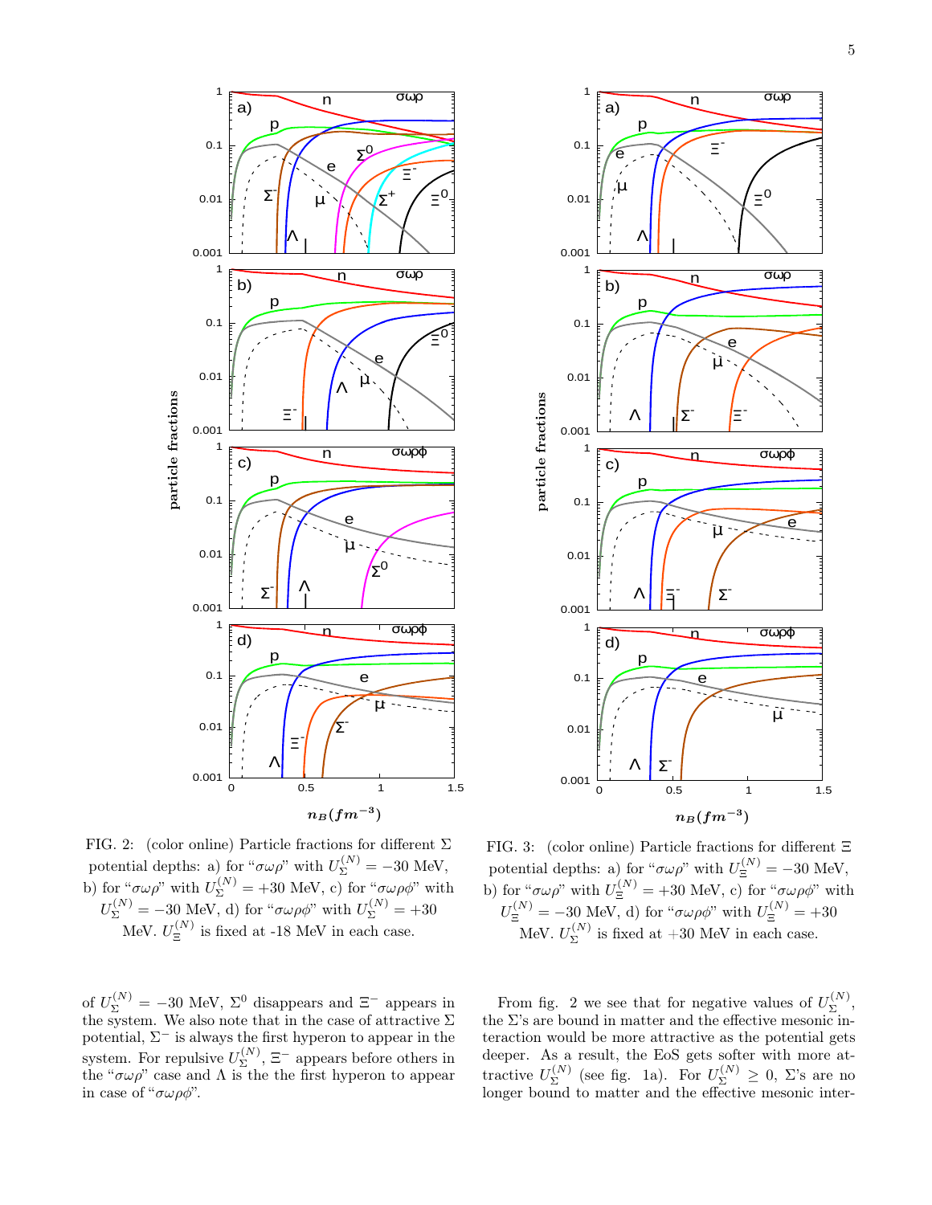FIG. 2: (color online) Particle fractions for different $\Sigma$ potential depths: a) for "$\sigma\omega\rho$" with $U_{\Sigma}^{(N)} = -30$ MeV, b) for "$\sigma\omega\rho$" with $U_{\Sigma}^{(N)} = +30$ MeV, c) for "$\sigma\omega\rho\phi$" with $U_{\Sigma}^{(N)} = -30$ MeV, d) for "$\sigma\omega\rho\phi$" with $U_{\Sigma}^{(N)} = +30$ MeV. $U_{\Xi}^{(N)}$ is fixed at -18 MeV in each case.

FIG. 3: (color online) Particle fractions for different $\Xi$ potential depths: a) for "$\sigma\omega\rho$" with $U_{\Xi}^{(N)} = -30$ MeV, b) for "$\sigma\omega\rho$" with $U_{\Xi}^{(N)} = +30$ MeV, c) for "$\sigma\omega\rho\phi$" with $U_{\Xi}^{(N)} = -30$ MeV, d) for "$\sigma\omega\rho\phi$" with $U_{\Xi}^{(N)} = +30$ MeV. $U_{\Sigma}^{(N)}$ is fixed at $+30$ MeV in each case.

of $U_{\Sigma}^{(N)} = -30$ MeV, $\Sigma^0$ disappears and $\Xi^-$ appears in the system. We also note that in the case of attractive $\Sigma$ potential, $\Sigma^-$ is always the first hyperon to appear in the system. For repulsive $U_{\Sigma}^{(N)}$, $\Xi^-$ appears before others in the "$\sigma\omega\rho$" case and $\Lambda$ is the the first hyperon to appear in case of "$\sigma\omega\rho\phi$".

From fig. 2 we see that for negative values of $U_{\Sigma}^{(N)}$, the $\Sigma$'s are bound in matter and the effective mesonic interaction would be more attractive as the potential gets deeper. As a result, the EoS gets softer with more attractive $U_{\Sigma}^{(N)}$ (see fig. 1a). For $U_{\Sigma}^{(N)} \geq 0$, $\Sigma$'s are no longer bound to matter and the effective mesonic inter-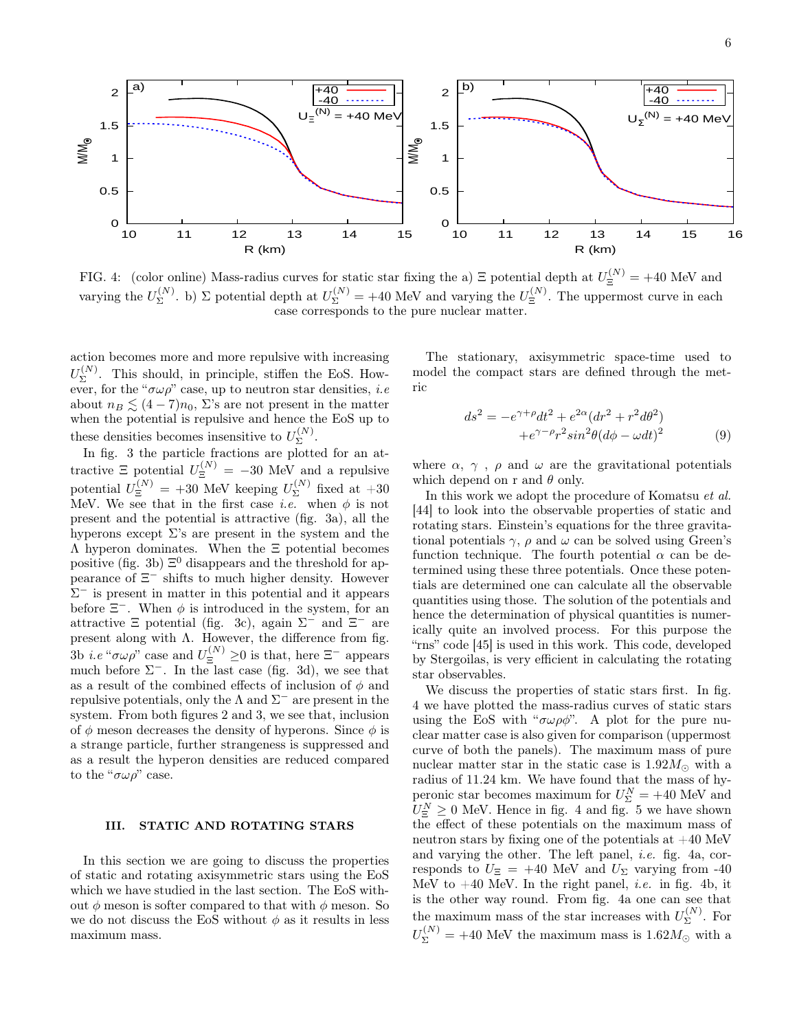FIG. 4: (color online) Mass-radius curves for static star fixing the a) $\Xi$ potential depth at $U_{\Xi}^{(N)} = +40$ MeV and varying the $U_{\Sigma}^{(N)}$. b) $\Sigma$ potential depth at $U_{\Sigma}^{(N)} = +40$ MeV and varying the $U_{\Xi}^{(N)}$. The uppermost curve in each case corresponds to the pure nuclear matter.

action becomes more and more repulsive with increasing $U_{\Sigma}^{(N)}$. This should, in principle, stiffen the EoS. However, for the "$\sigma\omega\rho$" case, up to neutron star densities, *i.e* about $n_B \lesssim (4-7)n_0$, $\Sigma$'s are not present in the matter when the potential is repulsive and hence the EoS up to these densities becomes insensitive to $U_{\Sigma}^{(N)}$.

In fig. 3 the particle fractions are plotted for an attractive $\Xi$ potential $U_{\Xi}^{(N)} = -30$ MeV and a repulsive potential $U_{\Xi}^{(N)} = +30$ MeV keeping $U_{\Sigma}^{(N)}$ fixed at $+30$ MeV. We see that in the first case *i.e.* when $\phi$ is not present and the potential is attractive (fig. 3a), all the hyperons except $\Sigma$'s are present in the system and the $\Lambda$ hyperon dominates. When the $\Xi$ potential becomes positive (fig. 3b) $\Xi^0$ disappears and the threshold for appearance of $\Xi^-$ shifts to much higher density. However $\Sigma^-$ is present in matter in this potential and it appears before $\Xi^-$. When $\phi$ is introduced in the system, for an attractive $\Xi$ potential (fig. 3c), again $\Sigma^-$ and $\Xi^-$ are present along with $\Lambda$. However, the difference from fig. 3b *i.e* "$\sigma\omega\rho$" case and $U_{\Xi}^{(N)} \geq 0$ is that, here $\Xi^-$ appears much before $\Sigma^-$. In the last case (fig. 3d), we see that as a result of the combined effects of inclusion of $\phi$ and repulsive potentials, only the $\Lambda$ and $\Sigma^-$ are present in the system. From both figures 2 and 3, we see that, inclusion of $\phi$ meson decreases the density of hyperons. Since $\phi$ is a strange particle, further strangeness is suppressed and as a result the hyperon densities are reduced compared to the "$\sigma\omega\rho$" case.

## III. STATIC AND ROTATING STARS

In this section we are going to discuss the properties of static and rotating axisymmetric stars using the EoS which we have studied in the last section. The EoS without $\phi$ meson is softer compared to that with $\phi$ meson. So we do not discuss the EoS without $\phi$ as it results in less maximum mass.

The stationary, axisymmetric space-time used to model the compact stars are defined through the metric

$$ds^2 = -e^{\gamma+\rho}dt^2 + e^{2\alpha}(dr^2 + r^2d\theta^2) + e^{\gamma-\rho}r^2 sin^2\theta(d\phi - \omega dt)^2 \tag{9}$$

where $\alpha$, $\gamma$ , $\rho$ and $\omega$ are the gravitational potentials which depend on r and $\theta$ only.

In this work we adopt the procedure of Komatsu *et al.* [44] to look into the observable properties of static and rotating stars. Einstein's equations for the three gravitational potentials $\gamma$, $\rho$ and $\omega$ can be solved using Green's function technique. The fourth potential $\alpha$ can be determined using these three potentials. Once these potentials are determined one can calculate all the observable quantities using those. The solution of the potentials and hence the determination of physical quantities is numerically quite an involved process. For this purpose the "rns" code [45] is used in this work. This code, developed by Stergoilas, is very efficient in calculating the rotating star observables.

We discuss the properties of static stars first. In fig. 4 we have plotted the mass-radius curves of static stars using the EoS with "$\sigma\omega\rho\phi$". A plot for the pure nuclear matter case is also given for comparison (uppermost curve of both the panels). The maximum mass of pure nuclear matter star in the static case is $1.92M_{\odot}$ with a radius of 11.24 km. We have found that the mass of hyperonic star becomes maximum for $U_{\Sigma}^{N} = +40$ MeV and $U_{\Xi}^{N} \geq 0$ MeV. Hence in fig. 4 and fig. 5 we have shown the effect of these potentials on the maximum mass of neutron stars by fixing one of the potentials at $+40$ MeV and varying the other. The left panel, *i.e.* fig. 4a, corresponds to $U_{\Xi} = +40$ MeV and $U_{\Sigma}$ varying from -40 MeV to $+40$ MeV. In the right panel, *i.e.* in fig. 4b, it is the other way round. From fig. 4a one can see that the maximum mass of the star increases with $U_{\Sigma}^{(N)}$. For $U_{\Sigma}^{(N)} = +40$ MeV the maximum mass is $1.62M_{\odot}$ with a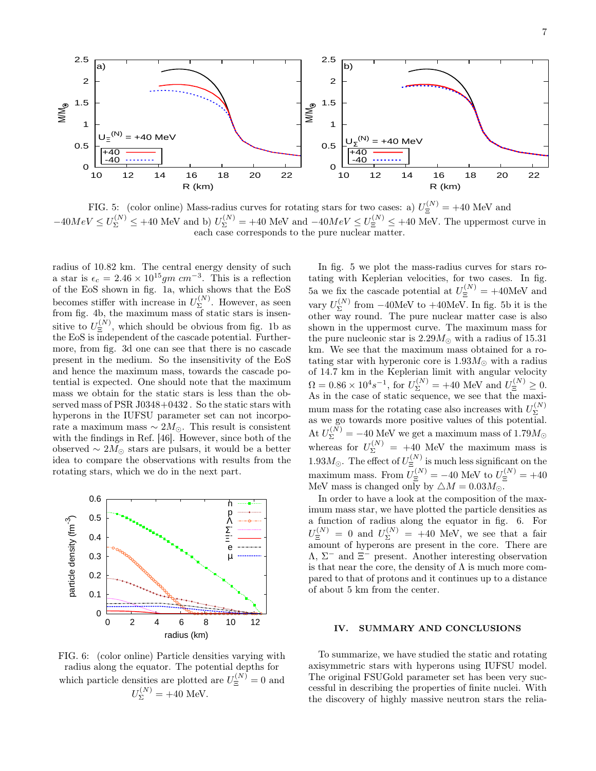FIG. 5: (color online) Mass-radius curves for rotating stars for two cases: a) $U_{\Xi}^{(N)} = +40$ MeV and $-40MeV \leq U_{\Sigma}^{(N)} \leq +40$ MeV and b) $U_{\Sigma}^{(N)} = +40$ MeV and $-40MeV \leq U_{\Xi}^{(N)} \leq +40$ MeV. The uppermost curve in each case corresponds to the pure nuclear matter.

radius of 10.82 km. The central energy density of such a star is $\epsilon_c = 2.46 \times 10^{15} gm\ cm^{-3}$. This is a reflection of the EoS shown in fig. 1a, which shows that the EoS becomes stiffer with increase in $U_{\Sigma}^{(N)}$. However, as seen from fig. 4b, the maximum mass of static stars is insensitive to $U_{\Xi}^{(N)}$, which should be obvious from fig. 1b as the EoS is independent of the cascade potential. Furthermore, from fig. 3d one can see that there is no cascade present in the medium. So the insensitivity of the EoS and hence the maximum mass, towards the cascade potential is expected. One should note that the maximum mass we obtain for the static stars is less than the observed mass of PSR J0348+0432. So the static stars with hyperons in the IUFSU parameter set can not incorporate a maximum mass $\sim 2M_{\odot}$. This result is consistent with the findings in Ref. [46]. However, since both of the observed $\sim 2M_{\odot}$ stars are pulsars, it would be a better idea to compare the observations with results from the rotating stars, which we do in the next part.

FIG. 6: (color online) Particle densities varying with radius along the equator. The potential depths for which particle densities are plotted are $U_{\Xi}^{(N)} = 0$ and $U_{\Sigma}^{(N)} = +40$ MeV.

In fig. 5 we plot the mass-radius curves for stars rotating with Keplerian velocities, for two cases. In fig. 5a we fix the cascade potential at $U_{\Xi}^{(N)} = +40$MeV and vary $U_{\Sigma}^{(N)}$ from $-40$MeV to $+40$MeV. In fig. 5b it is the other way round. The pure nuclear matter case is also shown in the uppermost curve. The maximum mass for the pure nucleonic star is $2.29M_{\odot}$ with a radius of 15.31 km. We see that the maximum mass obtained for a rotating star with hyperonic core is $1.93M_{\odot}$ with a radius of 14.7 km in the Keplerian limit with angular velocity $\Omega = 0.86 \times 10^4 s^{-1}$, for $U_{\Sigma}^{(N)} = +40$ MeV and $U_{\Xi}^{(N)} \geq 0$. As in the case of static sequence, we see that the maximum mass for the rotating case also increases with $U_{\Sigma}^{(N)}$ as we go towards more positive values of this potential. At $U_{\Sigma}^{(N)} = -40$ MeV we get a maximum mass of $1.79M_{\odot}$ whereas for $U_{\Sigma}^{(N)} = +40$ MeV the maximum mass is $1.93M_{\odot}$. The effect of $U_{\Xi}^{(N)}$ is much less significant on the maximum mass. From $U_{\Xi}^{(N)} = -40$ MeV to $U_{\Xi}^{(N)} = +40$ MeV mass is changed only by $\triangle M = 0.03M_{\odot}$.

In order to have a look at the composition of the maximum mass star, we have plotted the particle densities as a function of radius along the equator in fig. 6. For $U_{\Xi}^{(N)} = 0$ and $U_{\Sigma}^{(N)} = +40$ MeV, we see that a fair amount of hyperons are present in the core. There are $\Lambda$, $\Sigma^-$ and $\Xi^-$ present. Another interesting observation is that near the core, the density of $\Lambda$ is much more compared to that of protons and it continues up to a distance of about 5 km from the center.

## IV. SUMMARY AND CONCLUSIONS

To summarize, we have studied the static and rotating axisymmetric stars with hyperons using IUFSU model. The original FSUGold parameter set has been very successful in describing the properties of finite nuclei. With the discovery of highly massive neutron stars the relia-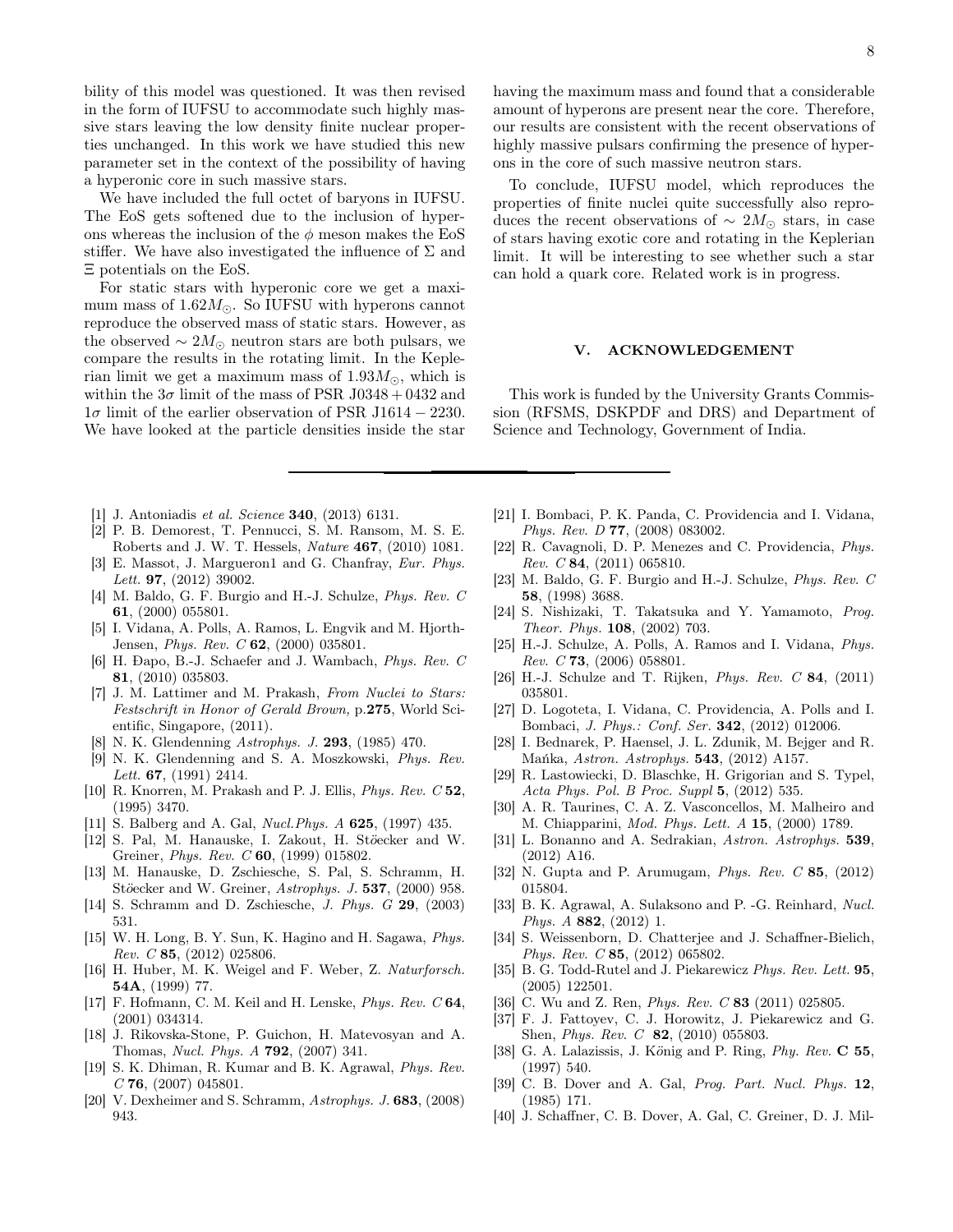bility of this model was questioned. It was then revised in the form of IUFSU to accommodate such highly massive stars leaving the low density finite nuclear properties unchanged. In this work we have studied this new parameter set in the context of the possibility of having a hyperonic core in such massive stars.

We have included the full octet of baryons in IUFSU. The EoS gets softened due to the inclusion of hyperons whereas the inclusion of the $\phi$ meson makes the EoS stiffer. We have also investigated the influence of $\Sigma$ and $\Xi$ potentials on the EoS.

For static stars with hyperonic core we get a maximum mass of $1.62M_{\odot}$. So IUFSU with hyperons cannot reproduce the observed mass of static stars. However, as the observed $\sim 2M_{\odot}$ neutron stars are both pulsars, we compare the results in the rotating limit. In the Keplerian limit we get a maximum mass of $1.93M_{\odot}$, which is within the $3\sigma$ limit of the mass of PSR J0348 + 0432 and $1\sigma$ limit of the earlier observation of PSR J1614 − 2230. We have looked at the particle densities inside the star having the maximum mass and found that a considerable amount of hyperons are present near the core. Therefore, our results are consistent with the recent observations of highly massive pulsars confirming the presence of hyperons in the core of such massive neutron stars.

To conclude, IUFSU model, which reproduces the properties of finite nuclei quite successfully also reproduces the recent observations of $\sim 2M_{\odot}$ stars, in case of stars having exotic core and rotating in the Keplerian limit. It will be interesting to see whether such a star can hold a quark core. Related work is in progress.

## V. ACKNOWLEDGEMENT

This work is funded by the University Grants Commission (RFSMS, DSKPDF and DRS) and Department of Science and Technology, Government of India.

---

[1] J. Antoniadis *et al. Science* **340**, (2013) 6131.

[2] P. B. Demorest, T. Pennucci, S. M. Ransom, M. S. E. Roberts and J. W. T. Hessels, *Nature* **467**, (2010) 1081.

[3] E. Massot, J. Margueron1 and G. Chanfray, *Eur. Phys. Lett.* **97**, (2012) 39002.

[4] M. Baldo, G. F. Burgio and H.-J. Schulze, *Phys. Rev. C* **61**, (2000) 055801.

[5] I. Vidana, A. Polls, A. Ramos, L. Engvik and M. Hjorth-Jensen, *Phys. Rev. C* **62**, (2000) 035801.

[6] H. Đapo, B.-J. Schaefer and J. Wambach, *Phys. Rev. C* **81**, (2010) 035803.

[7] J. M. Lattimer and M. Prakash, *From Nuclei to Stars: Festschrift in Honor of Gerald Brown,* p.**275**, World Scientific, Singapore, (2011).

[8] N. K. Glendenning *Astrophys. J.* **293**, (1985) 470.

[9] N. K. Glendenning and S. A. Moszkowski, *Phys. Rev. Lett.* **67**, (1991) 2414.

[10] R. Knorren, M. Prakash and P. J. Ellis, *Phys. Rev. C* **52**, (1995) 3470.

[11] S. Balberg and A. Gal, *Nucl.Phys. A* **625**, (1997) 435.

[12] S. Pal, M. Hanauske, I. Zakout, H. Stöecker and W. Greiner, *Phys. Rev. C* **60**, (1999) 015802.

[13] M. Hanauske, D. Zschiesche, S. Pal, S. Schramm, H. Stöecker and W. Greiner, *Astrophys. J.* **537**, (2000) 958.

[14] S. Schramm and D. Zschiesche, *J. Phys. G* **29**, (2003) 531.

[15] W. H. Long, B. Y. Sun, K. Hagino and H. Sagawa, *Phys. Rev. C* **85**, (2012) 025806.

[16] H. Huber, M. K. Weigel and F. Weber, Z. *Naturforsch.* **54A**, (1999) 77.

[17] F. Hofmann, C. M. Keil and H. Lenske, *Phys. Rev. C* **64**, (2001) 034314.

[18] J. Rikovska-Stone, P. Guichon, H. Matevosyan and A. Thomas, *Nucl. Phys. A* **792**, (2007) 341.

[19] S. K. Dhiman, R. Kumar and B. K. Agrawal, *Phys. Rev. C* **76**, (2007) 045801.

[20] V. Dexheimer and S. Schramm, *Astrophys. J.* **683**, (2008) 943.

[21] I. Bombaci, P. K. Panda, C. Providencia and I. Vidana, *Phys. Rev. D* **77**, (2008) 083002.

[22] R. Cavagnoli, D. P. Menezes and C. Providencia, *Phys. Rev. C* **84**, (2011) 065810.

[23] M. Baldo, G. F. Burgio and H.-J. Schulze, *Phys. Rev. C* **58**, (1998) 3688.

[24] S. Nishizaki, T. Takatsuka and Y. Yamamoto, *Prog. Theor. Phys.* **108**, (2002) 703.

[25] H.-J. Schulze, A. Polls, A. Ramos and I. Vidana, *Phys. Rev. C* **73**, (2006) 058801.

[26] H.-J. Schulze and T. Rijken, *Phys. Rev. C* **84**, (2011) 035801.

[27] D. Logoteta, I. Vidana, C. Providencia, A. Polls and I. Bombaci, *J. Phys.: Conf. Ser.* **342**, (2012) 012006.

[28] I. Bednarek, P. Haensel, J. L. Zdunik, M. Bejger and R. Mańka, *Astron. Astrophys.* **543**, (2012) A157.

[29] R. Lastowiecki, D. Blaschke, H. Grigorian and S. Typel, *Acta Phys. Pol. B Proc. Suppl* **5**, (2012) 535.

[30] A. R. Taurines, C. A. Z. Vasconcellos, M. Malheiro and M. Chiapparini, *Mod. Phys. Lett. A* **15**, (2000) 1789.

[31] L. Bonanno and A. Sedrakian, *Astron. Astrophys.* **539**, (2012) A16.

[32] N. Gupta and P. Arumugam, *Phys. Rev. C* **85**, (2012) 015804.

[33] B. K. Agrawal, A. Sulaksono and P. -G. Reinhard, *Nucl. Phys. A* **882**, (2012) 1.

[34] S. Weissenborn, D. Chatterjee and J. Schaffner-Bielich, *Phys. Rev. C* **85**, (2012) 065802.

[35] B. G. Todd-Rutel and J. Piekarewicz *Phys. Rev. Lett.* **95**, (2005) 122501.

[36] C. Wu and Z. Ren, *Phys. Rev. C* **83** (2011) 025805.

[37] F. J. Fattoyev, C. J. Horowitz, J. Piekarewicz and G. Shen, *Phys. Rev. C* **82**, (2010) 055803.

[38] G. A. Lalazissis, J. König and P. Ring, *Phy. Rev.* **C 55**, (1997) 540.

[39] C. B. Dover and A. Gal, *Prog. Part. Nucl. Phys.* **12**, (1985) 171.

[40] J. Schaffner, C. B. Dover, A. Gal, C. Greiner, D. J. Mil-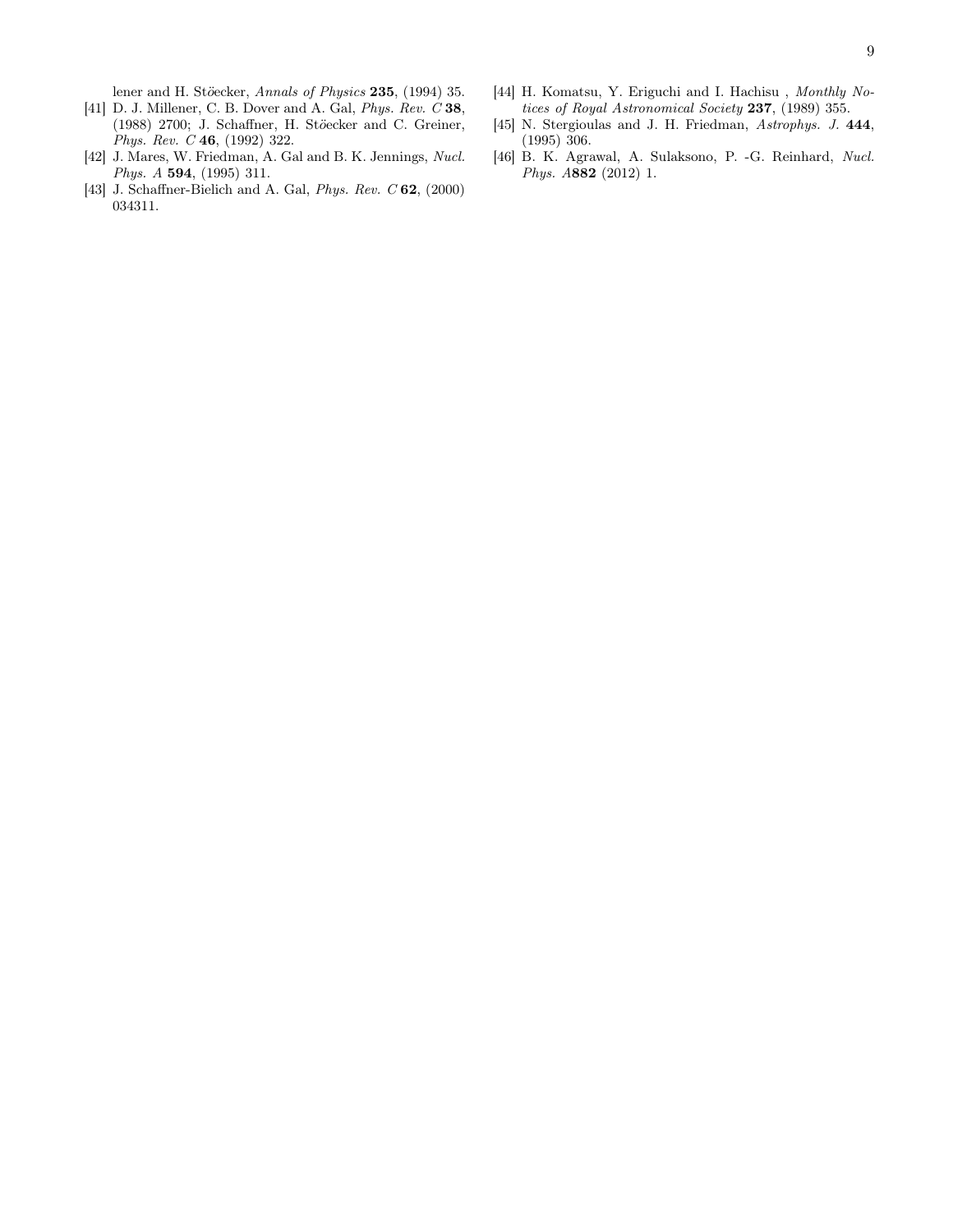lener and H. Stöecker, *Annals of Physics* **235**, (1994) 35.

[41] D. J. Millener, C. B. Dover and A. Gal, *Phys. Rev. C* **38**, (1988) 2700; J. Schaffner, H. Stöecker and C. Greiner, *Phys. Rev. C* **46**, (1992) 322.

[42] J. Mares, W. Friedman, A. Gal and B. K. Jennings, *Nucl. Phys. A* **594**, (1995) 311.

[43] J. Schaffner-Bielich and A. Gal, *Phys. Rev. C* **62**, (2000) 034311.

[44] H. Komatsu, Y. Eriguchi and I. Hachisu , *Monthly Notices of Royal Astronomical Society* **237**, (1989) 355.

[45] N. Stergioulas and J. H. Friedman, *Astrophys. J.* **444**, (1995) 306.

[46] B. K. Agrawal, A. Sulaksono, P. -G. Reinhard, *Nucl. Phys. A* **882** (2012) 1.